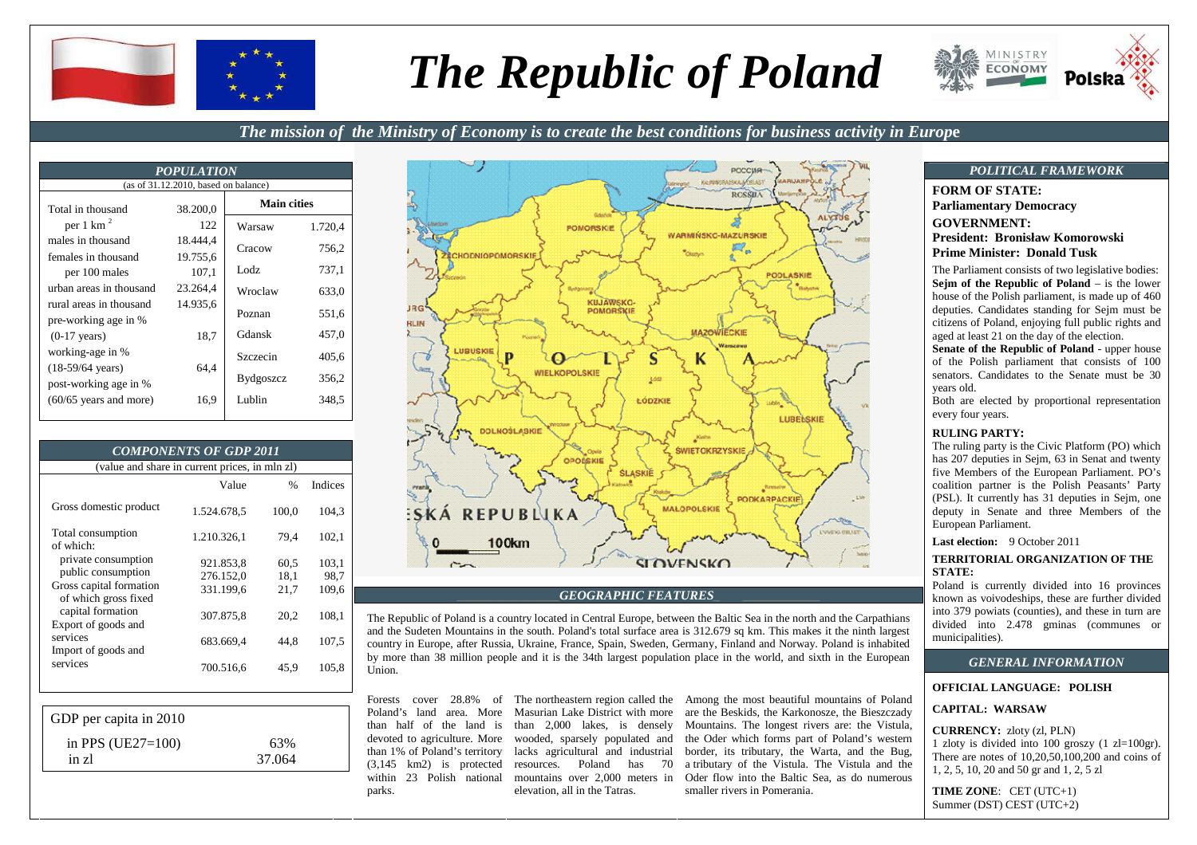# The Republic of Poland

***The mission of the Ministry of Economy is to create the best conditions for business activity in Europe***

## *POPULATION*

(as of 31.12.2010, based on balance)

| | | Main cities | |
|---|---|---|---|
| Total in thousand | 38.200,0 | | |
| per 1 km $^2$ | 122 | Warsaw | 1.720,4 |
| males in thousand | 18.444,4 | Cracow | 756,2 |
| females in thousand | 19.755,6 | | |
| per 100 males | 107,1 | Lodz | 737,1 |
| urban areas in thousand | 23.264,4 | Wroclaw | 633,0 |
| rural areas in thousand | 14.935,6 | Poznan | 551,6 |
| pre-working age in % (0-17 years) | 18,7 | Gdansk | 457,0 |
| working-age in % (18-59/64 years) | 64,4 | Szczecin | 405,6 |
| post-working age in % | | Bydgoszcz | 356,2 |
| (60/65 years and more) | 16,9 | Lublin | 348,5 |

## *COMPONENTS OF GDP 2011*

(value and share in current prices, in mln zl)

| | Value | % | Indices |
|---|---|---|---|
| Gross domestic product | 1.524.678,5 | 100,0 | 104,3 |
| Total consumption of which: | 1.210.326,1 | 79,4 | 102,1 |
| private consumption | 921.853,8 | 60,5 | 103,1 |
| public consumption | 276.152,0 | 18,1 | 98,7 |
| Gross capital formation | 331.199,6 | 21,7 | 109,6 |
| of which gross fixed capital formation | 307.875,8 | 20,2 | 108,1 |
| Export of goods and services | 683.669,4 | 44,8 | 107,5 |
| Import of goods and services | 700.516,6 | 45,9 | 105,8 |

| GDP per capita in 2010 | |
|---|---|
| in PPS (UE27=100) | 63% |
| in zl | 37.064 |

## *GEOGRAPHIC FEATURES*

The Republic of Poland is a country located in Central Europe, between the Baltic Sea in the north and the Carpathians and the Sudeten Mountains in the south. Poland's total surface area is 312.679 sq km. This makes it the ninth largest country in Europe, after Russia, Ukraine, France, Spain, Sweden, Germany, Finland and Norway. Poland is inhabited by more than 38 million people and it is the 34th largest population place in the world, and sixth in the European Union.

Forests cover 28.8% of Poland's land area. More than half of the land is devoted to agriculture. More than 1% of Poland's territory (3,145 km2) is protected within 23 Polish national parks.

The northeastern region called the Masurian Lake District with more than 2,000 lakes, is densely wooded, sparsely populated and lacks agricultural and industrial resources. Poland has 70 mountains over 2,000 meters in elevation, all in the Tatras.

Among the most beautiful mountains of Poland are the Beskids, the Karkonosze, the Bieszczady Mountains. The longest rivers are: the Vistula, the Oder which forms part of Poland's western border, its tributary, the Warta, and the Bug, a tributary of the Vistula. The Vistula and the Oder flow into the Baltic Sea, as do numerous smaller rivers in Pomerania.

## *POLITICAL FRAMEWORK*

**FORM OF STATE:**
**Parliamentary Democracy**
**GOVERNMENT:**
**President: Bronisław Komorowski**
**Prime Minister: Donald Tusk**

The Parliament consists of two legislative bodies: **Sejm of the Republic of Poland** – is the lower house of the Polish parliament, is made up of 460 deputies. Candidates standing for Sejm must be citizens of Poland, enjoying full public rights and aged at least 21 on the day of the election.
**Senate of the Republic of Poland** - upper house of the Polish parliament that consists of 100 senators. Candidates to the Senate must be 30 years old.
Both are elected by proportional representation every four years.

**RULING PARTY:**
The ruling party is the Civic Platform (PO) which has 207 deputies in Sejm, 63 in Senat and twenty five Members of the European Parliament. PO's coalition partner is the Polish Peasants' Party (PSL). It currently has 31 deputies in Sejm, one deputy in Senate and three Members of the European Parliament.

**Last election:** 9 October 2011

**TERRITORIAL ORGANIZATION OF THE STATE:**
Poland is currently divided into 16 provinces known as voivodeships, these are further divided into 379 powiats (counties), and these in turn are divided into 2.478 gminas (communes or municipalities).

## *GENERAL INFORMATION*

**OFFICIAL LANGUAGE: POLISH**

**CAPITAL: WARSAW**

**CURRENCY:** zloty (zl, PLN)
1 zloty is divided into 100 groszy (1 zl=100gr). There are notes of 10,20,50,100,200 and coins of 1, 2, 5, 10, 20 and 50 gr and 1, 2, 5 zl

**TIME ZONE**: CET (UTC+1)
Summer (DST) CEST (UTC+2)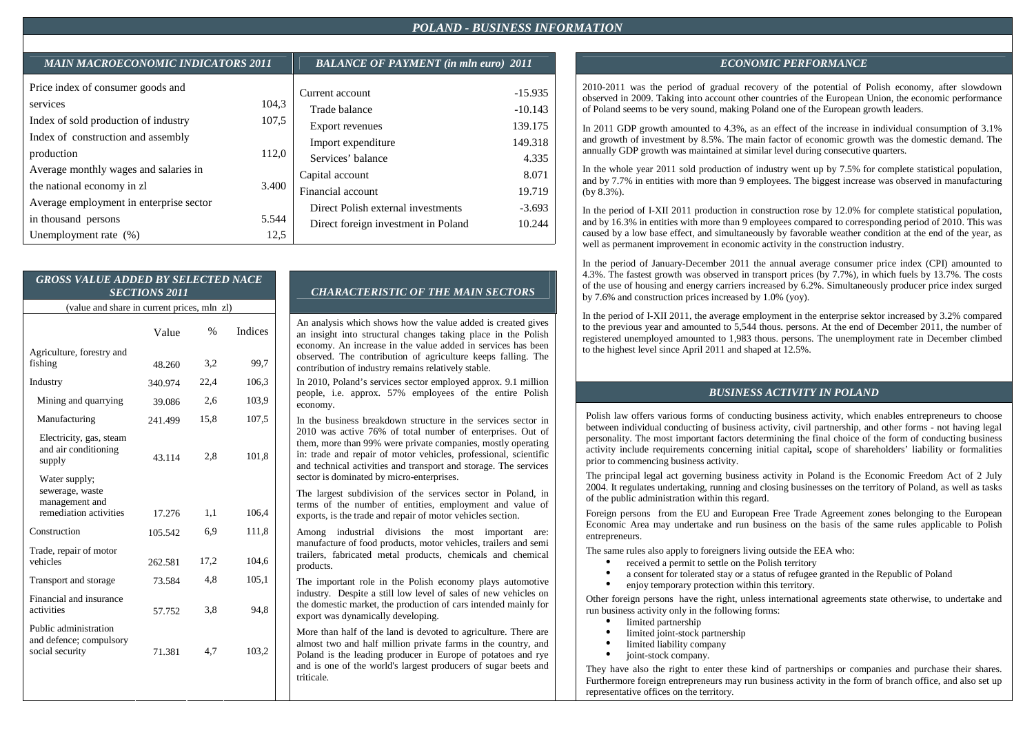# POLAND - BUSINESS INFORMATION

## MAIN MACROECONOMIC INDICATORS 2011

| Indicator | Value |
|---|---|
| Price index of consumer goods and services | 104,3 |
| Index of sold production of industry | 107,5 |
| Index of construction and assembly production | 112,0 |
| Average monthly wages and salaries in the national economy in zl | 3.400 |
| Average employment in enterprise sector in thousand persons | 5.544 |
| Unemployment rate (%) | 12,5 |

## BALANCE OF PAYMENT (in mln euro) 2011

| Item | Value |
|---|---|
| Current account | -15.935 |
| Trade balance | -10.143 |
| Export revenues | 139.175 |
| Import expenditure | 149.318 |
| Services' balance | 4.335 |
| Capital account | 8.071 |
| Financial account | 19.719 |
| Direct Polish external investments | -3.693 |
| Direct foreign investment in Poland | 10.244 |

## GROSS VALUE ADDED BY SELECTED NACE SECTIONS 2011

(value and share in current prices, mln zl)

| | Value | % | Indices |
|---|---|---|---|
| Agriculture, forestry and fishing | 48.260 | 3,2 | 99,7 |
| Industry | 340.974 | 22,4 | 106,3 |
| Mining and quarrying | 39.086 | 2,6 | 103,9 |
| Manufacturing | 241.499 | 15,8 | 107,5 |
| Electricity, gas, steam and air conditioning supply | 43.114 | 2,8 | 101,8 |
| Water supply; sewerage, waste management and remediation activities | 17.276 | 1,1 | 106,4 |
| Construction | 105.542 | 6,9 | 111,8 |
| Trade, repair of motor vehicles | 262.581 | 17,2 | 104,6 |
| Transport and storage | 73.584 | 4,8 | 105,1 |
| Financial and insurance activities | 57.752 | 3,8 | 94,8 |
| Public administration and defence; compulsory social security | 71.381 | 4,7 | 103,2 |

## CHARACTERISTIC OF THE MAIN SECTORS

An analysis which shows how the value added is created gives an insight into structural changes taking place in the Polish economy. An increase in the value added in services has been observed. The contribution of agriculture keeps falling. The contribution of industry remains relatively stable.

In 2010, Poland's services sector employed approx. 9.1 million people, i.e. approx. 57% employees of the entire Polish economy.

In the business breakdown structure in the services sector in 2010 was active 76% of total number of enterprises. Out of them, more than 99% were private companies, mostly operating in: trade and repair of motor vehicles, professional, scientific and technical activities and transport and storage. The services sector is dominated by micro-enterprises.

The largest subdivision of the services sector in Poland, in terms of the number of entities, employment and value of exports, is the trade and repair of motor vehicles section.

Among industrial divisions the most important are: manufacture of food products, motor vehicles, trailers and semi trailers, fabricated metal products, chemicals and chemical products.

The important role in the Polish economy plays automotive industry. Despite a still low level of sales of new vehicles on the domestic market, the production of cars intended mainly for export was dynamically developing.

More than half of the land is devoted to agriculture. There are almost two and half million private farms in the country, and Poland is the leading producer in Europe of potatoes and rye and is one of the world's largest producers of sugar beets and triticale.

## ECONOMIC PERFORMANCE

2010-2011 was the period of gradual recovery of the potential of Polish economy, after slowdown observed in 2009. Taking into account other countries of the European Union, the economic performance of Poland seems to be very sound, making Poland one of the European growth leaders.

In 2011 GDP growth amounted to 4.3%, as an effect of the increase in individual consumption of 3.1% and growth of investment by 8.5%. The main factor of economic growth was the domestic demand. The annually GDP growth was maintained at similar level during consecutive quarters.

In the whole year 2011 sold production of industry went up by 7.5% for complete statistical population, and by 7.7% in entities with more than 9 employees. The biggest increase was observed in manufacturing (by 8.3%).

In the period of I-XII 2011 production in construction rose by 12.0% for complete statistical population, and by 16.3% in entities with more than 9 employees compared to corresponding period of 2010. This was caused by a low base effect, and simultaneously by favorable weather condition at the end of the year, as well as permanent improvement in economic activity in the construction industry.

In the period of January-December 2011 the annual average consumer price index (CPI) amounted to 4.3%. The fastest growth was observed in transport prices (by 7.7%), in which fuels by 13.7%. The costs of the use of housing and energy carriers increased by 6.2%. Simultaneously producer price index surged by 7.6% and construction prices increased by 1.0% (yoy).

In the period of I-XII 2011, the average employment in the enterprise sektor increased by 3.2% compared to the previous year and amounted to 5,544 thous. persons. At the end of December 2011, the number of registered unemployed amounted to 1,983 thous. persons. The unemployment rate in December climbed to the highest level since April 2011 and shaped at 12.5%.

## BUSINESS ACTIVITY IN POLAND

Polish law offers various forms of conducting business activity, which enables entrepreneurs to choose between individual conducting of business activity, civil partnership, and other forms - not having legal personality. The most important factors determining the final choice of the form of conducting business activity include requirements concerning initial capital**,** scope of shareholders' liability or formalities prior to commencing business activity.

The principal legal act governing business activity in Poland is the Economic Freedom Act of 2 July 2004. It regulates undertaking, running and closing businesses on the territory of Poland, as well as tasks of the public administration within this regard.

Foreign persons from the EU and European Free Trade Agreement zones belonging to the European Economic Area may undertake and run business on the basis of the same rules applicable to Polish entrepreneurs.

The same rules also apply to foreigners living outside the EEA who:

- received a permit to settle on the Polish territory
- a consent for tolerated stay or a status of refugee granted in the Republic of Poland
- enjoy temporary protection within this territory.

Other foreign persons have the right, unless international agreements state otherwise, to undertake and run business activity only in the following forms:

- limited partnership
- limited joint-stock partnership
- limited liability company
- joint-stock company.

They have also the right to enter these kind of partnerships or companies and purchase their shares. Furthermore foreign entrepreneurs may run business activity in the form of branch office, and also set up representative offices on the territory.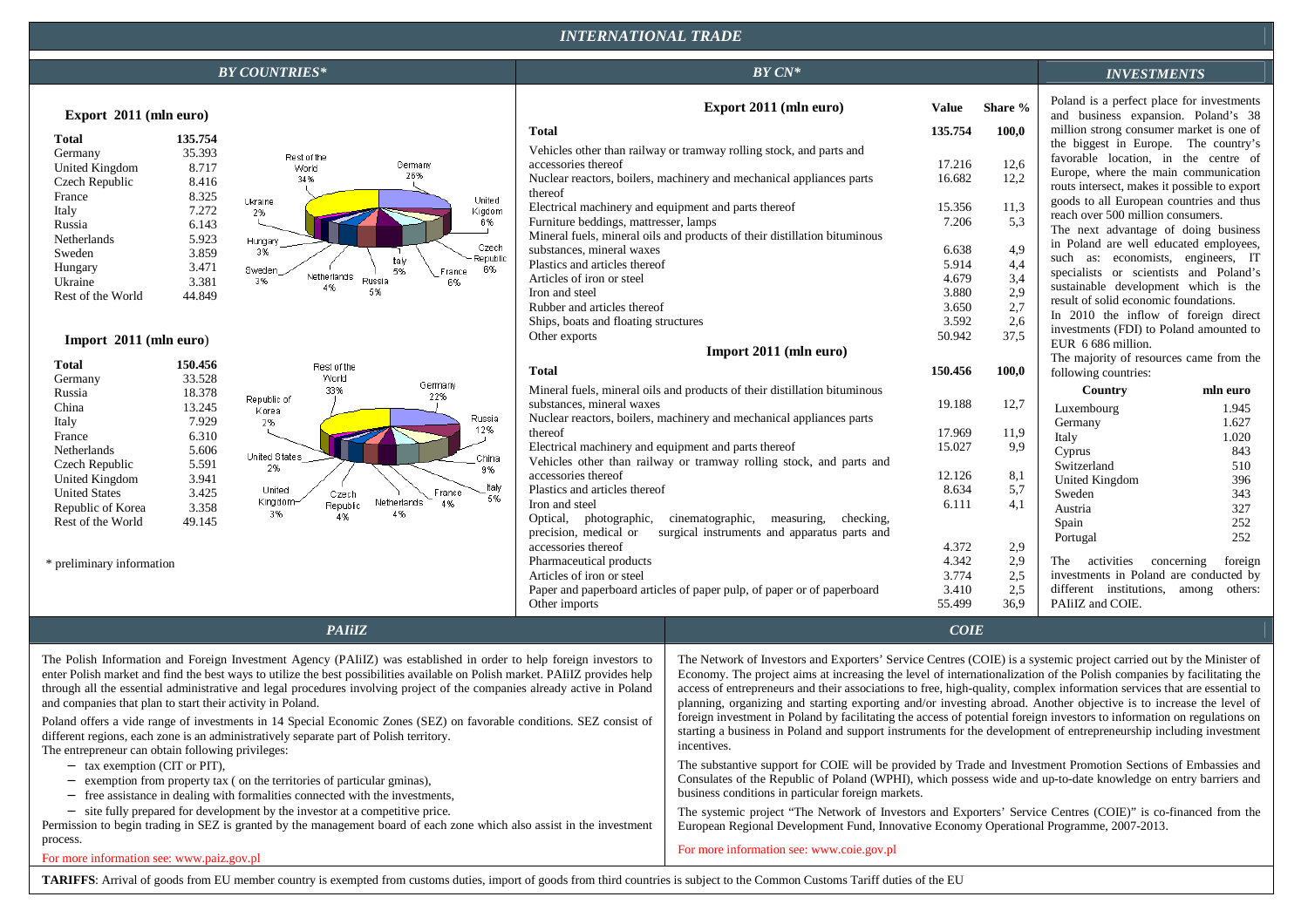# INTERNATIONAL TRADE

## BY COUNTRIES*

### Export 2011 (mln euro)

| | |
|---|---|
| **Total** | **135.754** |
| Germany | 35.393 |
| United Kingdom | 8.717 |
| Czech Republic | 8.416 |
| France | 8.325 |
| Italy | 7.272 |
| Russia | 6.143 |
| Netherlands | 5.923 |
| Sweden | 3.859 |
| Hungary | 3.471 |
| Ukraine | 3.381 |
| Rest of the World | 44.849 |

### Import 2011 (mln euro)

| | |
|---|---|
| **Total** | **150.456** |
| Germany | 33.528 |
| Russia | 18.378 |
| China | 13.245 |
| Italy | 7.929 |
| France | 6.310 |
| Netherlands | 5.606 |
| Czech Republic | 5.591 |
| United Kingdom | 3.941 |
| United States | 3.425 |
| Republic of Korea | 3.358 |
| Rest of the World | 49.145 |

\* preliminary information

## BY CN*

| Export 2011 (mln euro) | Value | Share % |
|---|---|---|
| **Total** | **135.754** | **100,0** |
| Vehicles other than railway or tramway rolling stock, and parts and accessories thereof | 17.216 | 12,6 |
| Nuclear reactors, boilers, machinery and mechanical appliances parts thereof | 16.682 | 12,2 |
| Electrical machinery and equipment and parts thereof | 15.356 | 11,3 |
| Furniture beddings, mattresser, lamps | 7.206 | 5,3 |
| Mineral fuels, mineral oils and products of their distillation bituminous substances, mineral waxes | 6.638 | 4,9 |
| Plastics and articles thereof | 5.914 | 4,4 |
| Articles of iron or steel | 4.679 | 3,4 |
| Iron and steel | 3.880 | 2,9 |
| Rubber and articles thereof | 3.650 | 2,7 |
| Ships, boats and floating structures | 3.592 | 2,6 |
| Other exports | 50.942 | 37,5 |

| Import 2011 (mln euro) | Value | Share % |
|---|---|---|
| **Total** | **150.456** | **100,0** |
| Mineral fuels, mineral oils and products of their distillation bituminous substances, mineral waxes | 19.188 | 12,7 |
| Nuclear reactors, boilers, machinery and mechanical appliances parts thereof | 17.969 | 11,9 |
| Electrical machinery and equipment and parts thereof | 15.027 | 9,9 |
| Vehicles other than railway or tramway rolling stock, and parts and accessories thereof | 12.126 | 8,1 |
| Plastics and articles thereof | 8.634 | 5,7 |
| Iron and steel | 6.111 | 4,1 |
| Optical, photographic, cinematographic, measuring, checking, precision, medical or surgical instruments and apparatus parts and accessories thereof | 4.372 | 2,9 |
| Pharmaceutical products | 4.342 | 2,9 |
| Articles of iron or steel | 3.774 | 2,5 |
| Paper and paperboard articles of paper pulp, of paper or of paperboard | 3.410 | 2,5 |
| Other imports | 55.499 | 36,9 |

## INVESTMENTS

Poland is a perfect place for investments and business expansion. Poland's 38 million strong consumer market is one of the biggest in Europe. The country's favorable location, in the centre of Europe, where the main communication routs intersect, makes it possible to export goods to all European countries and thus reach over 500 million consumers.

The next advantage of doing business in Poland are well educated employees, such as: economists, engineers, IT specialists or scientists and Poland's sustainable development which is the result of solid economic foundations.

In 2010 the inflow of foreign direct investments (FDI) to Poland amounted to EUR 6 686 million.

The majority of resources came from the following countries:

| Country | mln euro |
|---|---|
| Luxembourg | 1.945 |
| Germany | 1.627 |
| Italy | 1.020 |
| Cyprus | 843 |
| Switzerland | 510 |
| United Kingdom | 396 |
| Sweden | 343 |
| Austria | 327 |
| Spain | 252 |
| Portugal | 252 |

The activities concerning foreign investments in Poland are conducted by different institutions, among others: PAIiIZ and COIE.

## PAIiIZ

The Polish Information and Foreign Investment Agency (PAIiIZ) was established in order to help foreign investors to enter Polish market and find the best ways to utilize the best possibilities available on Polish market. PAIiIZ provides help through all the essential administrative and legal procedures involving project of the companies already active in Poland and companies that plan to start their activity in Poland.

Poland offers a vide range of investments in 14 Special Economic Zones (SEZ) on favorable conditions. SEZ consist of different regions, each zone is an administratively separate part of Polish territory.

The entrepreneur can obtain following privileges:

- tax exemption (CIT or PIT),
- exemption from property tax ( on the territories of particular gminas),
- free assistance in dealing with formalities connected with the investments,
- site fully prepared for development by the investor at a competitive price.

Permission to begin trading in SEZ is granted by the management board of each zone which also assist in the investment process.

For more information see: www.paiz.gov.pl

## COIE

The Network of Investors and Exporters' Service Centres (COIE) is a systemic project carried out by the Minister of Economy. The project aims at increasing the level of internationalization of the Polish companies by facilitating the access of entrepreneurs and their associations to free, high-quality, complex information services that are essential to planning, organizing and starting exporting and/or investing abroad. Another objective is to increase the level of foreign investment in Poland by facilitating the access of potential foreign investors to information on regulations on starting a business in Poland and support instruments for the development of entrepreneurship including investment incentives.

The substantive support for COIE will be provided by Trade and Investment Promotion Sections of Embassies and Consulates of the Republic of Poland (WPHI), which possess wide and up-to-date knowledge on entry barriers and business conditions in particular foreign markets.

The systemic project "The Network of Investors and Exporters' Service Centres (COIE)" is co-financed from the European Regional Development Fund, Innovative Economy Operational Programme, 2007-2013.

For more information see: www.coie.gov.pl

**TARIFFS**: Arrival of goods from EU member country is exempted from customs duties, import of goods from third countries is subject to the Common Customs Tariff duties of the EU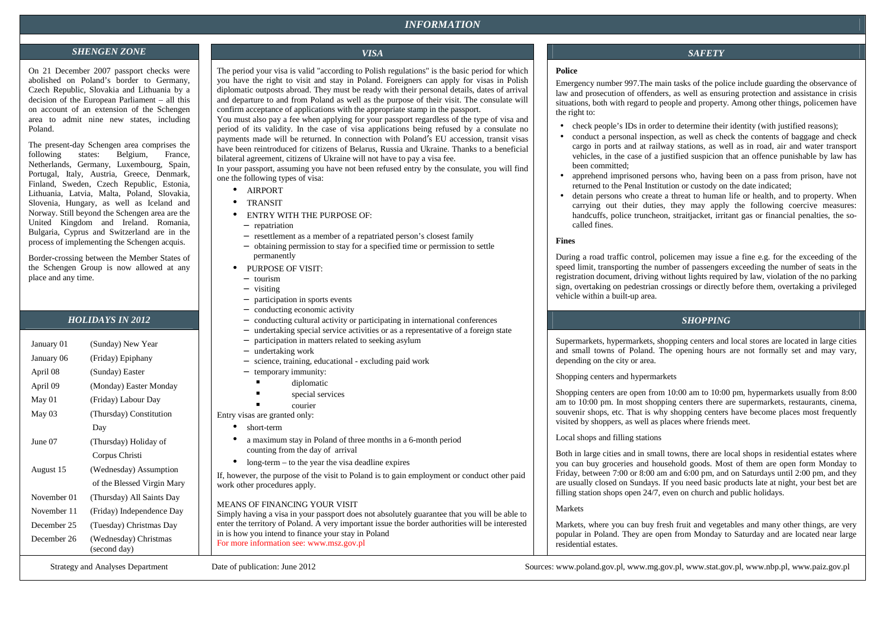# INFORMATION

## SHENGEN ZONE

On 21 December 2007 passport checks were abolished on Poland's border to Germany, Czech Republic, Slovakia and Lithuania by a decision of the European Parliament – all this on account of an extension of the Schengen area to admit nine new states, including Poland.

The present-day Schengen area comprises the following states: Belgium, France, Netherlands, Germany, Luxembourg, Spain, Portugal, Italy, Austria, Greece, Denmark, Finland, Sweden, Czech Republic, Estonia, Lithuania, Latvia, Malta, Poland, Slovakia, Slovenia, Hungary, as well as Iceland and Norway. Still beyond the Schengen area are the United Kingdom and Ireland. Romania, Bulgaria, Cyprus and Switzerland are in the process of implementing the Schengen acquis.

Border-crossing between the Member States of the Schengen Group is now allowed at any place and any time.

## HOLIDAYS IN 2012

| | |
|---|---|
| January 01 | (Sunday) New Year |
| January 06 | (Friday) Epiphany |
| April 08 | (Sunday) Easter |
| April 09 | (Monday) Easter Monday |
| May 01 | (Friday) Labour Day |
| May 03 | (Thursday) Constitution Day |
| June 07 | (Thursday) Holiday of Corpus Christi |
| August 15 | (Wednesday) Assumption of the Blessed Virgin Mary |
| November 01 | (Thursday) All Saints Day |
| November 11 | (Friday) Independence Day |
| December 25 | (Tuesday) Christmas Day |
| December 26 | (Wednesday) Christmas (second day) |

## VISA

The period your visa is valid "according to Polish regulations" is the basic period for which you have the right to visit and stay in Poland. Foreigners can apply for visas in Polish diplomatic outposts abroad. They must be ready with their personal details, dates of arrival and departure to and from Poland as well as the purpose of their visit. The consulate will confirm acceptance of applications with the appropriate stamp in the passport.

You must also pay a fee when applying for your passport regardless of the type of visa and period of its validity. In the case of visa applications being refused by a consulate no payments made will be returned. In connection with Poland's EU accession, transit visas have been reintroduced for citizens of Belarus, Russia and Ukraine. Thanks to a beneficial bilateral agreement, citizens of Ukraine will not have to pay a visa fee.

In your passport, assuming you have not been refused entry by the consulate, you will find one the following types of visa:

- AIRPORT
- TRANSIT
- ENTRY WITH THE PURPOSE OF:
  - repatriation
  - resettlement as a member of a repatriated person's closest family
  - obtaining permission to stay for a specified time or permission to settle permanently
- PURPOSE OF VISIT:
  - tourism
  - visiting
  - participation in sports events
  - conducting economic activity
  - conducting cultural activity or participating in international conferences
  - undertaking special service activities or as a representative of a foreign state
  - participation in matters related to seeking asylum
  - undertaking work
  - science, training, educational - excluding paid work
  - temporary immunity:
    - diplomatic
    - special services
    - courier

Entry visas are granted only:

- short-term
- a maximum stay in Poland of three months in a 6-month period counting from the day of arrival
- long-term – to the year the visa deadline expires

If, however, the purpose of the visit to Poland is to gain employment or conduct other paid work other procedures apply.

MEANS OF FINANCING YOUR VISIT

Simply having a visa in your passport does not absolutely guarantee that you will be able to enter the territory of Poland. A very important issue the border authorities will be interested in is how you intend to finance your stay in Poland

For more information see: www.msz.gov.pl

## SAFETY

**Police**

Emergency number 997.The main tasks of the police include guarding the observance of law and prosecution of offenders, as well as ensuring protection and assistance in crisis situations, both with regard to people and property. Among other things, policemen have the right to:

- check people's IDs in order to determine their identity (with justified reasons);
- conduct a personal inspection, as well as check the contents of baggage and check cargo in ports and at railway stations, as well as in road, air and water transport vehicles, in the case of a justified suspicion that an offence punishable by law has been committed;
- apprehend imprisoned persons who, having been on a pass from prison, have not returned to the Penal Institution or custody on the date indicated;
- detain persons who create a threat to human life or health, and to property. When carrying out their duties, they may apply the following coercive measures: handcuffs, police truncheon, straitjacket, irritant gas or financial penalties, the so-called fines.

**Fines**

During a road traffic control, policemen may issue a fine e.g. for the exceeding of the speed limit, transporting the number of passengers exceeding the number of seats in the registration document, driving without lights required by law, violation of the no parking sign, overtaking on pedestrian crossings or directly before them, overtaking a privileged vehicle within a built-up area.

## SHOPPING

Supermarkets, hypermarkets, shopping centers and local stores are located in large cities and small towns of Poland. The opening hours are not formally set and may vary, depending on the city or area.

Shopping centers and hypermarkets

Shopping centers are open from 10:00 am to 10:00 pm, hypermarkets usually from 8:00 am to 10:00 pm. In most shopping centers there are supermarkets, restaurants, cinema, souvenir shops, etc. That is why shopping centers have become most frequently visited by shoppers, as well as places where friends meet.

Local shops and filling stations

Both in large cities and in small towns, there are local shops in residential estates where you can buy groceries and household goods. Most of them are open form Monday to Friday, between 7:00 or 8:00 am and 6:00 pm, and on Saturdays until 2:00 pm, and they are usually closed on Sundays. If you need basic products late at night, your best bet are filling station shops open 24/7, even on church and public holidays.

Markets

Markets, where you can buy fresh fruit and vegetables and many other things, are very popular in Poland. They are open from Monday to Saturday and are located near large residential estates.

Strategy and Analyses Department

Date of publication: June 2012

Sources: www.poland.gov.pl, www.mg.gov.pl, www.stat.gov.pl, www.nbp.pl, www.paiz.gov.pl